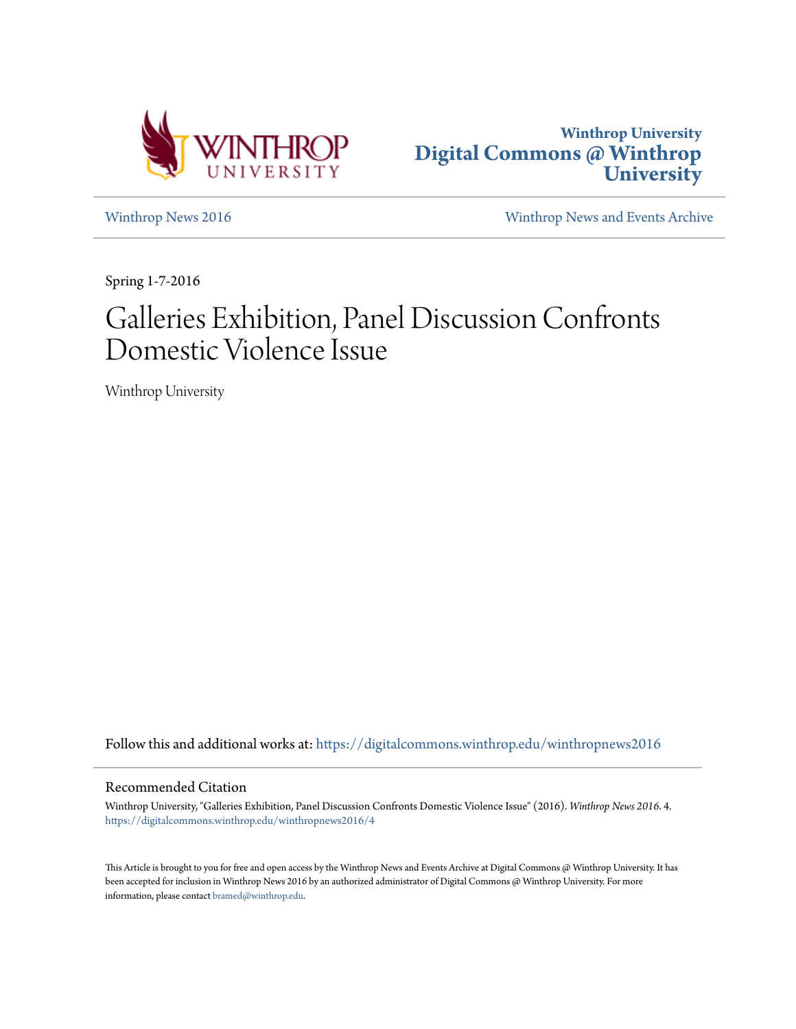Winthrop University
**Digital Commons @ Winthrop University**

Winthrop News 2016 | Winthrop News and Events Archive

Spring 1-7-2016

# Galleries Exhibition, Panel Discussion Confronts Domestic Violence Issue

Winthrop University

Follow this and additional works at: https://digitalcommons.winthrop.edu/winthropnews2016

## Recommended Citation

Winthrop University, "Galleries Exhibition, Panel Discussion Confronts Domestic Violence Issue" (2016). *Winthrop News 2016*. 4.
https://digitalcommons.winthrop.edu/winthropnews2016/4

This Article is brought to you for free and open access by the Winthrop News and Events Archive at Digital Commons @ Winthrop University. It has been accepted for inclusion in Winthrop News 2016 by an authorized administrator of Digital Commons @ Winthrop University. For more information, please contact bramed@winthrop.edu.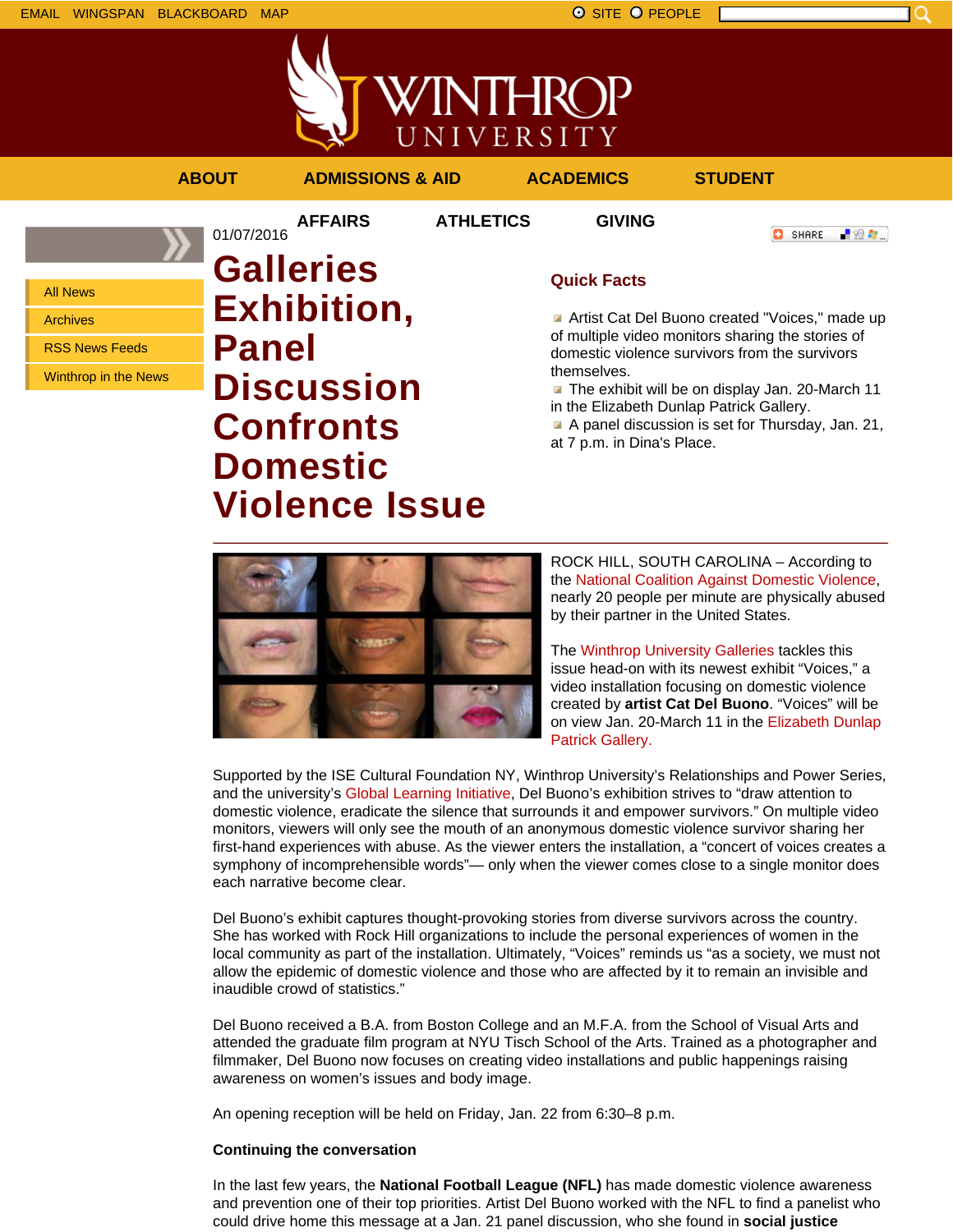EMAIL WINGSPAN BLACKBOARD MAP SITE PEOPLE

ABOUT ADMISSIONS & AID ACADEMICS STUDENT AFFAIRS ATHLETICS GIVING

- All News
- Archives
- RSS News Feeds
- Winthrop in the News

01/07/2016

# Galleries Exhibition, Panel Discussion Confronts Domestic Violence Issue

## Quick Facts

- Artist Cat Del Buono created "Voices," made up of multiple video monitors sharing the stories of domestic violence survivors from the survivors themselves.
- The exhibit will be on display Jan. 20-March 11 in the Elizabeth Dunlap Patrick Gallery.
- A panel discussion is set for Thursday, Jan. 21, at 7 p.m. in Dina's Place.

---

ROCK HILL, SOUTH CAROLINA – According to the National Coalition Against Domestic Violence, nearly 20 people per minute are physically abused by their partner in the United States.

The Winthrop University Galleries tackles this issue head-on with its newest exhibit "Voices," a video installation focusing on domestic violence created by **artist Cat Del Buono**. "Voices" will be on view Jan. 20-March 11 in the Elizabeth Dunlap Patrick Gallery.

Supported by the ISE Cultural Foundation NY, Winthrop University's Relationships and Power Series, and the university's Global Learning Initiative, Del Buono's exhibition strives to "draw attention to domestic violence, eradicate the silence that surrounds it and empower survivors." On multiple video monitors, viewers will only see the mouth of an anonymous domestic violence survivor sharing her first-hand experiences with abuse. As the viewer enters the installation, a "concert of voices creates a symphony of incomprehensible words"— only when the viewer comes close to a single monitor does each narrative become clear.

Del Buono's exhibit captures thought-provoking stories from diverse survivors across the country. She has worked with Rock Hill organizations to include the personal experiences of women in the local community as part of the installation. Ultimately, "Voices" reminds us "as a society, we must not allow the epidemic of domestic violence and those who are affected by it to remain an invisible and inaudible crowd of statistics."

Del Buono received a B.A. from Boston College and an M.F.A. from the School of Visual Arts and attended the graduate film program at NYU Tisch School of the Arts. Trained as a photographer and filmmaker, Del Buono now focuses on creating video installations and public happenings raising awareness on women's issues and body image.

An opening reception will be held on Friday, Jan. 22 from 6:30–8 p.m.

**Continuing the conversation**

In the last few years, the **National Football League (NFL)** has made domestic violence awareness and prevention one of their top priorities. Artist Del Buono worked with the NFL to find a panelist who could drive home this message at a Jan. 21 panel discussion, who she found in **social justice**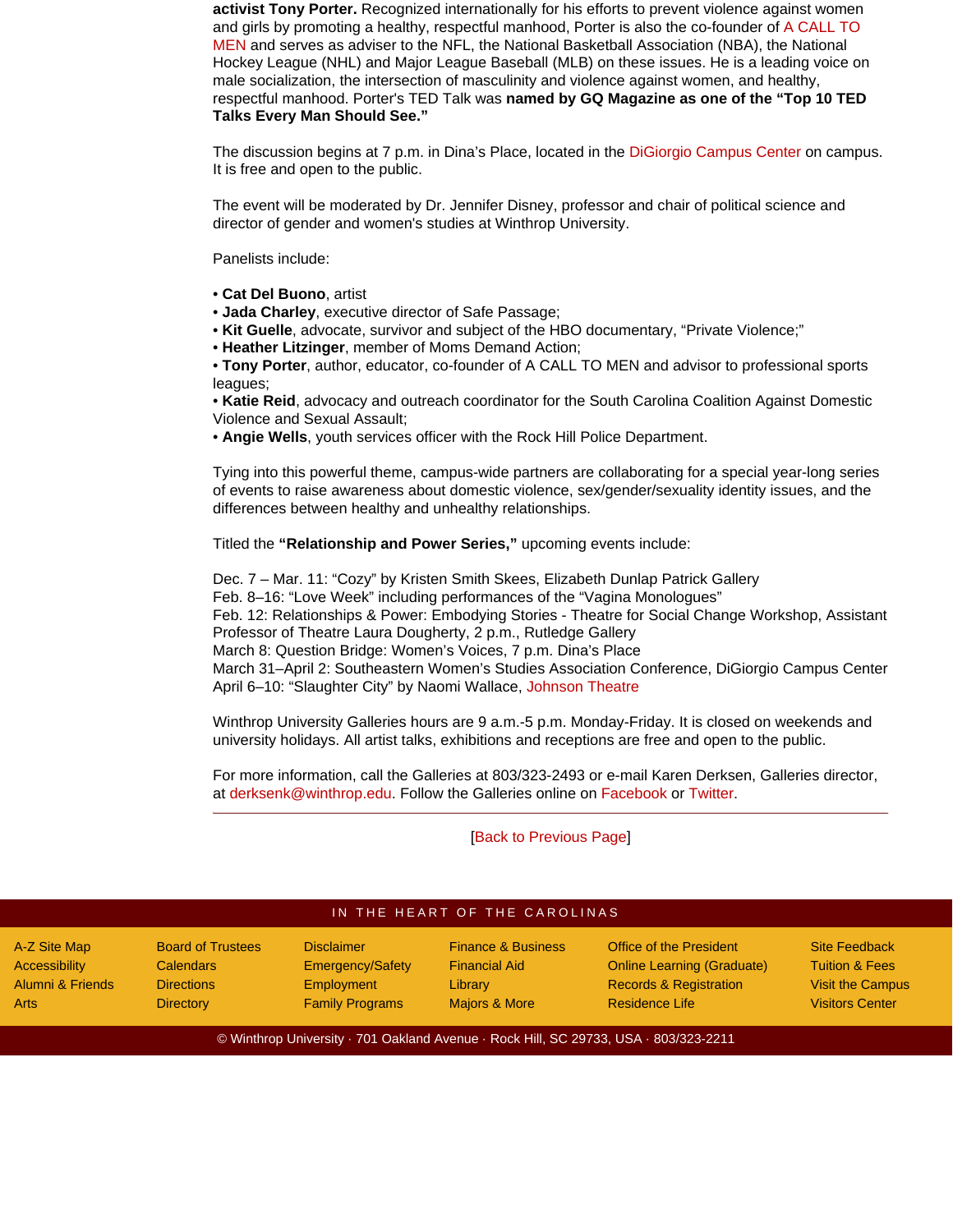**activist Tony Porter.** Recognized internationally for his efforts to prevent violence against women and girls by promoting a healthy, respectful manhood, Porter is also the co-founder of A CALL TO MEN and serves as adviser to the NFL, the National Basketball Association (NBA), the National Hockey League (NHL) and Major League Baseball (MLB) on these issues. He is a leading voice on male socialization, the intersection of masculinity and violence against women, and healthy, respectful manhood. Porter's TED Talk was **named by GQ Magazine as one of the "Top 10 TED Talks Every Man Should See."**

The discussion begins at 7 p.m. in Dina's Place, located in the DiGiorgio Campus Center on campus. It is free and open to the public.

The event will be moderated by Dr. Jennifer Disney, professor and chair of political science and director of gender and women's studies at Winthrop University.

Panelists include:

- **Cat Del Buono**, artist
- **Jada Charley**, executive director of Safe Passage;
- **Kit Guelle**, advocate, survivor and subject of the HBO documentary, "Private Violence;"
- **Heather Litzinger**, member of Moms Demand Action;
- **Tony Porter**, author, educator, co-founder of A CALL TO MEN and advisor to professional sports leagues;
- **Katie Reid**, advocacy and outreach coordinator for the South Carolina Coalition Against Domestic Violence and Sexual Assault;
- **Angie Wells**, youth services officer with the Rock Hill Police Department.

Tying into this powerful theme, campus-wide partners are collaborating for a special year-long series of events to raise awareness about domestic violence, sex/gender/sexuality identity issues, and the differences between healthy and unhealthy relationships.

Titled the **"Relationship and Power Series,"** upcoming events include:

Dec. 7 – Mar. 11: "Cozy" by Kristen Smith Skees, Elizabeth Dunlap Patrick Gallery
Feb. 8–16: "Love Week" including performances of the "Vagina Monologues"
Feb. 12: Relationships & Power: Embodying Stories - Theatre for Social Change Workshop, Assistant Professor of Theatre Laura Dougherty, 2 p.m., Rutledge Gallery
March 8: Question Bridge: Women's Voices, 7 p.m. Dina's Place
March 31–April 2: Southeastern Women's Studies Association Conference, DiGiorgio Campus Center
April 6–10: "Slaughter City" by Naomi Wallace, Johnson Theatre

Winthrop University Galleries hours are 9 a.m.-5 p.m. Monday-Friday. It is closed on weekends and university holidays. All artist talks, exhibitions and receptions are free and open to the public.

For more information, call the Galleries at 803/323-2493 or e-mail Karen Derksen, Galleries director, at derksenk@winthrop.edu. Follow the Galleries online on Facebook or Twitter.

---

[Back to Previous Page]

IN THE HEART OF THE CAROLINAS

A-Z Site Map · Accessibility · Alumni & Friends · Arts · Board of Trustees · Calendars · Directions · Directory · Disclaimer · Emergency/Safety · Employment · Family Programs · Finance & Business · Financial Aid · Library · Majors & More · Office of the President · Online Learning (Graduate) · Records & Registration · Residence Life · Site Feedback · Tuition & Fees · Visit the Campus · Visitors Center

© Winthrop University · 701 Oakland Avenue · Rock Hill, SC 29733, USA · 803/323-2211